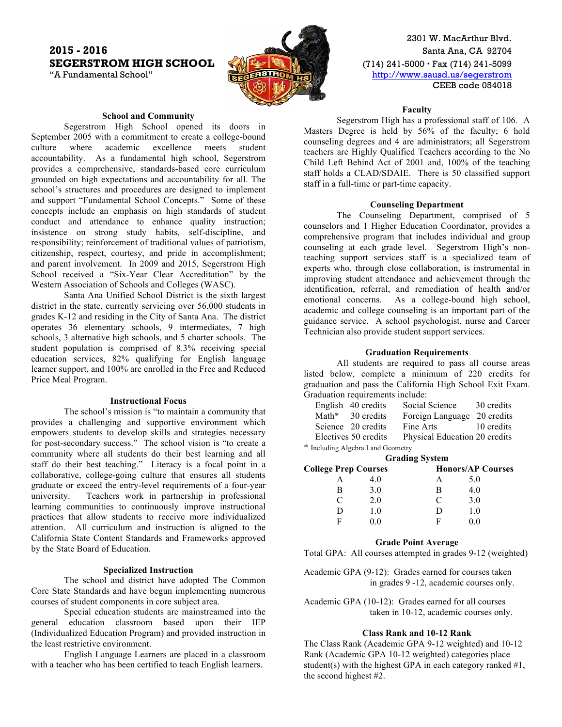# 2015 - 2016
# SEGERSTROM HIGH SCHOOL

"A Fundamental School"

2301 W. MacArthur Blvd.
Santa Ana, CA 92704
(714) 241-5000 • Fax (714) 241-5099
http://www.sausd.us/segerstrom
CEEB code 054018

## School and Community

Segerstrom High School opened its doors in September 2005 with a commitment to create a college-bound culture where academic excellence meets student accountability. As a fundamental high school, Segerstrom provides a comprehensive, standards-based core curriculum grounded on high expectations and accountability for all. The school's structures and procedures are designed to implement and support "Fundamental School Concepts." Some of these concepts include an emphasis on high standards of student conduct and attendance to enhance quality instruction; insistence on strong study habits, self-discipline, and responsibility; reinforcement of traditional values of patriotism, citizenship, respect, courtesy, and pride in accomplishment; and parent involvement. In 2009 and 2015, Segerstrom High School received a "Six-Year Clear Accreditation" by the Western Association of Schools and Colleges (WASC).

Santa Ana Unified School District is the sixth largest district in the state, currently servicing over 56,000 students in grades K-12 and residing in the City of Santa Ana. The district operates 36 elementary schools, 9 intermediates, 7 high schools, 3 alternative high schools, and 5 charter schools. The student population is comprised of 8.3% receiving special education services, 82% qualifying for English language learner support, and 100% are enrolled in the Free and Reduced Price Meal Program.

## Instructional Focus

The school's mission is "to maintain a community that provides a challenging and supportive environment which empowers students to develop skills and strategies necessary for post-secondary success." The school vision is "to create a community where all students do their best learning and all staff do their best teaching." Literacy is a focal point in a collaborative, college-going culture that ensures all students graduate or exceed the entry-level requirements of a four-year university. Teachers work in partnership in professional learning communities to continuously improve instructional practices that allow students to receive more individualized attention. All curriculum and instruction is aligned to the California State Content Standards and Frameworks approved by the State Board of Education.

## Specialized Instruction

The school and district have adopted The Common Core State Standards and have begun implementing numerous courses of student components in core subject area.

Special education students are mainstreamed into the general education classroom based upon their IEP (Individualized Education Program) and provided instruction in the least restrictive environment.

English Language Learners are placed in a classroom with a teacher who has been certified to teach English learners.

## Faculty

Segerstrom High has a professional staff of 106. A Masters Degree is held by 56% of the faculty; 6 hold counseling degrees and 4 are administrators; all Segerstrom teachers are Highly Qualified Teachers according to the No Child Left Behind Act of 2001 and, 100% of the teaching staff holds a CLAD/SDAIE. There is 50 classified support staff in a full-time or part-time capacity.

## Counseling Department

The Counseling Department, comprised of 5 counselors and 1 Higher Education Coordinator, provides a comprehensive program that includes individual and group counseling at each grade level. Segerstrom High's non-teaching support services staff is a specialized team of experts who, through close collaboration, is instrumental in improving student attendance and achievement through the identification, referral, and remediation of health and/or emotional concerns. As a college-bound high school, academic and college counseling is an important part of the guidance service. A school psychologist, nurse and Career Technician also provide student support services.

## Graduation Requirements

All students are required to pass all course areas listed below, complete a minimum of 220 credits for graduation and pass the California High School Exit Exam. Graduation requirements include:

| | | | |
|---|---|---|---|
| English | 40 credits | Social Science | 30 credits |
| Math* | 30 credits | Foreign Language | 20 credits |
| Science | 20 credits | Fine Arts | 10 credits |
| Electives | 50 credits | Physical Education | 20 credits |

\* Including Algebra I and Geometry

## Grading System

| College Prep Courses | | Honors/AP Courses | |
|---|---|---|---|
| A | 4.0 | A | 5.0 |
| B | 3.0 | B | 4.0 |
| C | 2.0 | C | 3.0 |
| D | 1.0 | D | 1.0 |
| F | 0.0 | F | 0.0 |

## Grade Point Average

Total GPA: All courses attempted in grades 9-12 (weighted)

Academic GPA (9-12): Grades earned for courses taken in grades 9 -12, academic courses only.

Academic GPA (10-12): Grades earned for all courses taken in 10-12, academic courses only.

## Class Rank and 10-12 Rank

The Class Rank (Academic GPA 9-12 weighted) and 10-12 Rank (Academic GPA 10-12 weighted) categories place student(s) with the highest GPA in each category ranked #1, the second highest #2.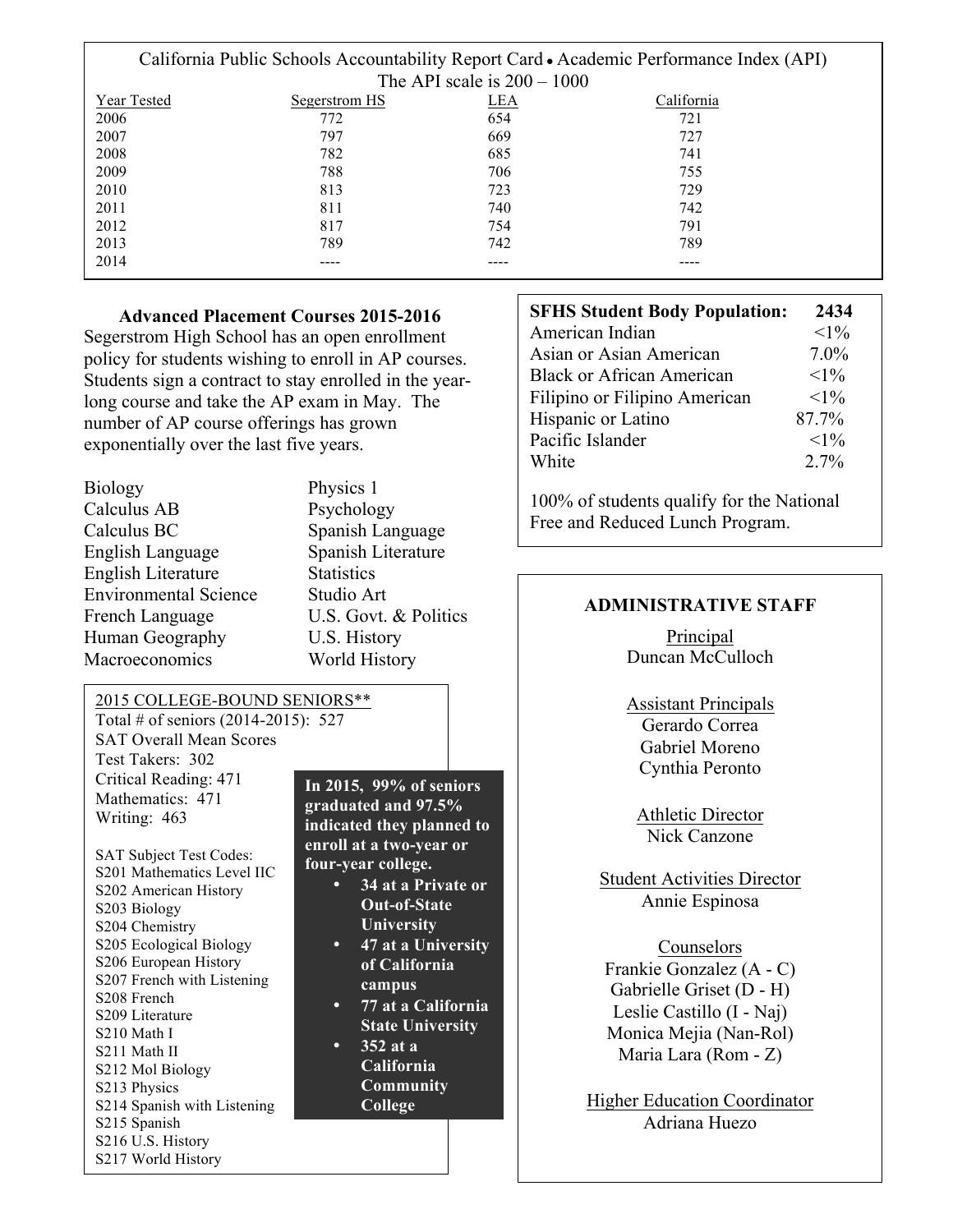California Public Schools Accountability Report Card • Academic Performance Index (API)

The API scale is 200 – 1000

| Year Tested | Segerstrom HS | LEA | California |
|---|---|---|---|
| 2006 | 772 | 654 | 721 |
| 2007 | 797 | 669 | 727 |
| 2008 | 782 | 685 | 741 |
| 2009 | 788 | 706 | 755 |
| 2010 | 813 | 723 | 729 |
| 2011 | 811 | 740 | 742 |
| 2012 | 817 | 754 | 791 |
| 2013 | 789 | 742 | 789 |
| 2014 | ---- | ---- | ---- |

### Advanced Placement Courses 2015-2016

Segerstrom High School has an open enrollment policy for students wishing to enroll in AP courses. Students sign a contract to stay enrolled in the year-long course and take the AP exam in May. The number of AP course offerings has grown exponentially over the last five years.

- Biology
- Calculus AB
- Calculus BC
- English Language
- English Literature
- Environmental Science
- French Language
- Human Geography
- Macroeconomics
- Physics 1
- Psychology
- Spanish Language
- Spanish Literature
- Statistics
- Studio Art
- U.S. Govt. & Politics
- U.S. History
- World History

| **SFHS Student Body Population:** | **2434** |
|---|---|
| American Indian | <1% |
| Asian or Asian American | 7.0% |
| Black or African American | <1% |
| Filipino or Filipino American | <1% |
| Hispanic or Latino | 87.7% |
| Pacific Islander | <1% |
| White | 2.7% |

100% of students qualify for the National Free and Reduced Lunch Program.

2015 COLLEGE-BOUND SENIORS**

Total # of seniors (2014-2015): 527

SAT Overall Mean Scores

Test Takers: 302

Critical Reading: 471

Mathematics: 471

Writing: 463

SAT Subject Test Codes:

S201 Mathematics Level IIC
S202 American History
S203 Biology
S204 Chemistry
S205 Ecological Biology
S206 European History
S207 French with Listening
S208 French
S209 Literature
S210 Math I
S211 Math II
S212 Mol Biology
S213 Physics
S214 Spanish with Listening
S215 Spanish
S216 U.S. History
S217 World History

**In 2015, 99% of seniors graduated and 97.5% indicated they planned to enroll at a two-year or four-year college.**

- **34 at a Private or Out-of-State University**
- **47 at a University of California campus**
- **77 at a California State University**
- **352 at a California Community College**

### ADMINISTRATIVE STAFF

Principal
Duncan McCulloch

Assistant Principals
Gerardo Correa
Gabriel Moreno
Cynthia Peronto

Athletic Director
Nick Canzone

Student Activities Director
Annie Espinosa

Counselors
Frankie Gonzalez (A - C)
Gabrielle Griset (D - H)
Leslie Castillo (I - Naj)
Monica Mejia (Nan-Rol)
Maria Lara (Rom - Z)

Higher Education Coordinator
Adriana Huezo